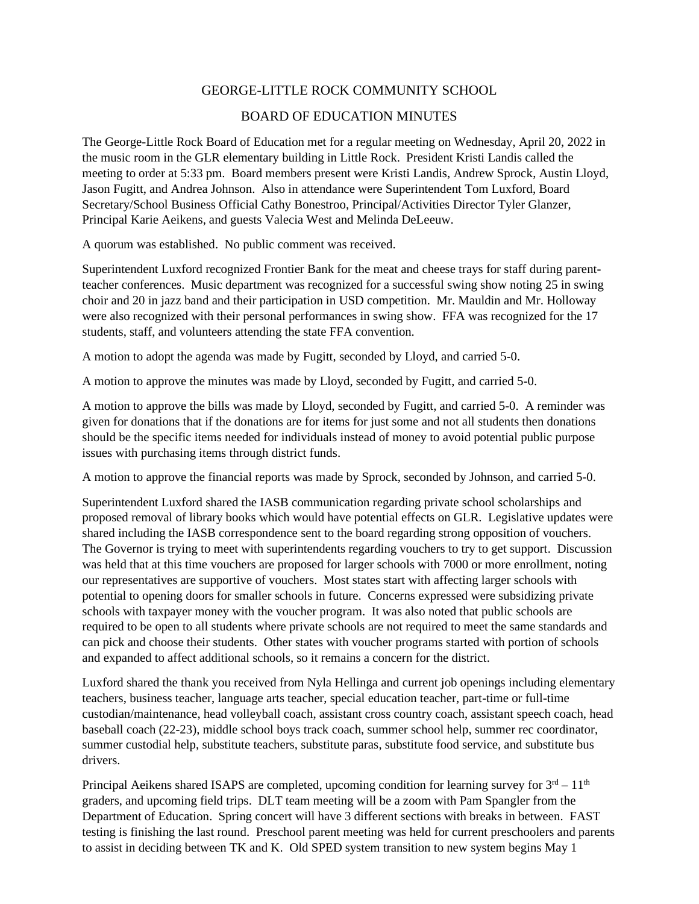# GEORGE-LITTLE ROCK COMMUNITY SCHOOL

## BOARD OF EDUCATION MINUTES

The George-Little Rock Board of Education met for a regular meeting on Wednesday, April 20, 2022 in the music room in the GLR elementary building in Little Rock. President Kristi Landis called the meeting to order at 5:33 pm. Board members present were Kristi Landis, Andrew Sprock, Austin Lloyd, Jason Fugitt, and Andrea Johnson. Also in attendance were Superintendent Tom Luxford, Board Secretary/School Business Official Cathy Bonestroo, Principal/Activities Director Tyler Glanzer, Principal Karie Aeikens, and guests Valecia West and Melinda DeLeeuw.

A quorum was established. No public comment was received.

Superintendent Luxford recognized Frontier Bank for the meat and cheese trays for staff during parent-teacher conferences. Music department was recognized for a successful swing show noting 25 in swing choir and 20 in jazz band and their participation in USD competition. Mr. Mauldin and Mr. Holloway were also recognized with their personal performances in swing show. FFA was recognized for the 17 students, staff, and volunteers attending the state FFA convention.

A motion to adopt the agenda was made by Fugitt, seconded by Lloyd, and carried 5-0.

A motion to approve the minutes was made by Lloyd, seconded by Fugitt, and carried 5-0.

A motion to approve the bills was made by Lloyd, seconded by Fugitt, and carried 5-0. A reminder was given for donations that if the donations are for items for just some and not all students then donations should be the specific items needed for individuals instead of money to avoid potential public purpose issues with purchasing items through district funds.

A motion to approve the financial reports was made by Sprock, seconded by Johnson, and carried 5-0.

Superintendent Luxford shared the IASB communication regarding private school scholarships and proposed removal of library books which would have potential effects on GLR. Legislative updates were shared including the IASB correspondence sent to the board regarding strong opposition of vouchers. The Governor is trying to meet with superintendents regarding vouchers to try to get support. Discussion was held that at this time vouchers are proposed for larger schools with 7000 or more enrollment, noting our representatives are supportive of vouchers. Most states start with affecting larger schools with potential to opening doors for smaller schools in future. Concerns expressed were subsidizing private schools with taxpayer money with the voucher program. It was also noted that public schools are required to be open to all students where private schools are not required to meet the same standards and can pick and choose their students. Other states with voucher programs started with portion of schools and expanded to affect additional schools, so it remains a concern for the district.

Luxford shared the thank you received from Nyla Hellinga and current job openings including elementary teachers, business teacher, language arts teacher, special education teacher, part-time or full-time custodian/maintenance, head volleyball coach, assistant cross country coach, assistant speech coach, head baseball coach (22-23), middle school boys track coach, summer school help, summer rec coordinator, summer custodial help, substitute teachers, substitute paras, substitute food service, and substitute bus drivers.

Principal Aeikens shared ISAPS are completed, upcoming condition for learning survey for 3rd – 11th graders, and upcoming field trips. DLT team meeting will be a zoom with Pam Spangler from the Department of Education. Spring concert will have 3 different sections with breaks in between. FAST testing is finishing the last round. Preschool parent meeting was held for current preschoolers and parents to assist in deciding between TK and K. Old SPED system transition to new system begins May 1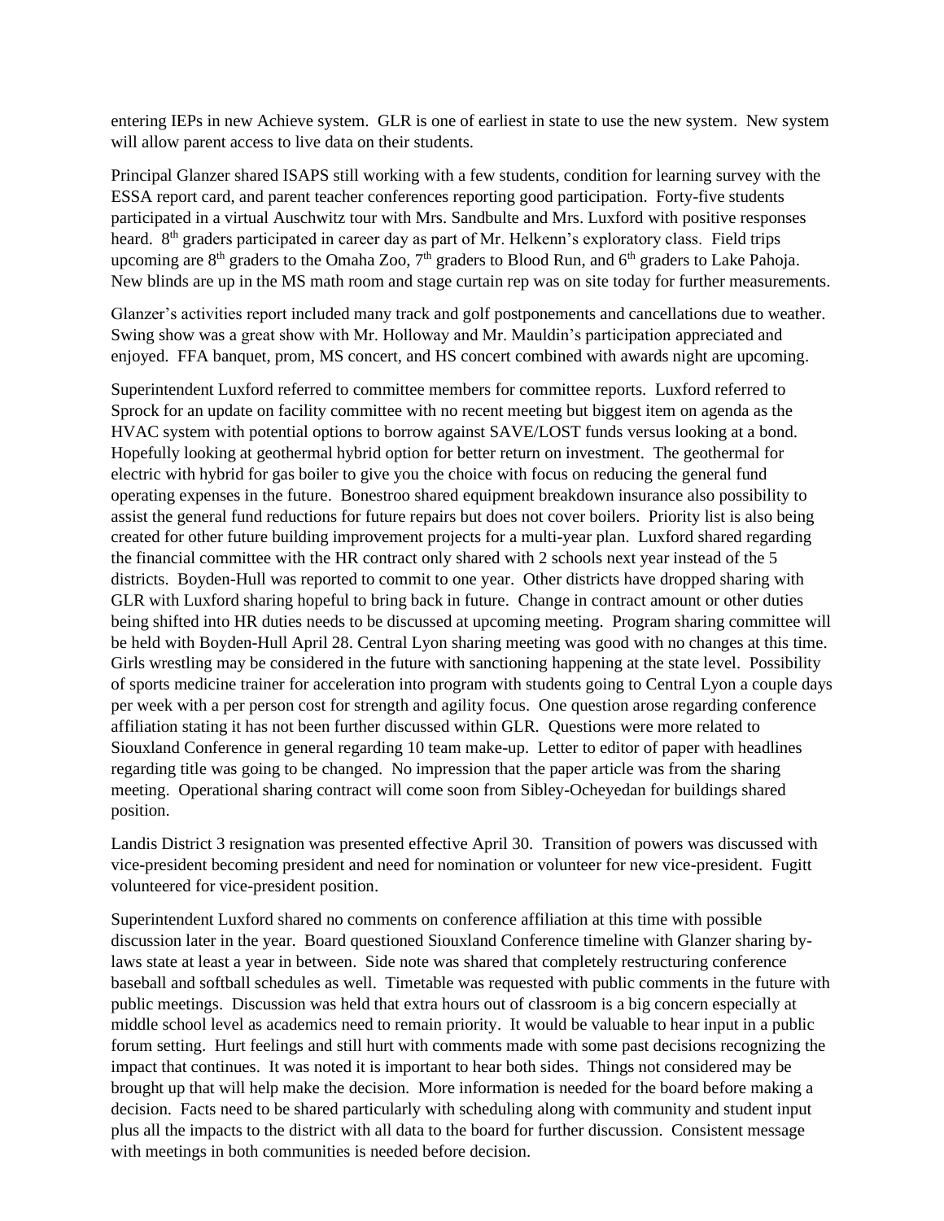entering IEPs in new Achieve system. GLR is one of earliest in state to use the new system. New system will allow parent access to live data on their students.

Principal Glanzer shared ISAPS still working with a few students, condition for learning survey with the ESSA report card, and parent teacher conferences reporting good participation. Forty-five students participated in a virtual Auschwitz tour with Mrs. Sandbulte and Mrs. Luxford with positive responses heard. 8th graders participated in career day as part of Mr. Helkenn's exploratory class. Field trips upcoming are 8th graders to the Omaha Zoo, 7th graders to Blood Run, and 6th graders to Lake Pahoja. New blinds are up in the MS math room and stage curtain rep was on site today for further measurements.

Glanzer's activities report included many track and golf postponements and cancellations due to weather. Swing show was a great show with Mr. Holloway and Mr. Mauldin's participation appreciated and enjoyed. FFA banquet, prom, MS concert, and HS concert combined with awards night are upcoming.

Superintendent Luxford referred to committee members for committee reports. Luxford referred to Sprock for an update on facility committee with no recent meeting but biggest item on agenda as the HVAC system with potential options to borrow against SAVE/LOST funds versus looking at a bond. Hopefully looking at geothermal hybrid option for better return on investment. The geothermal for electric with hybrid for gas boiler to give you the choice with focus on reducing the general fund operating expenses in the future. Bonestroo shared equipment breakdown insurance also possibility to assist the general fund reductions for future repairs but does not cover boilers. Priority list is also being created for other future building improvement projects for a multi-year plan. Luxford shared regarding the financial committee with the HR contract only shared with 2 schools next year instead of the 5 districts. Boyden-Hull was reported to commit to one year. Other districts have dropped sharing with GLR with Luxford sharing hopeful to bring back in future. Change in contract amount or other duties being shifted into HR duties needs to be discussed at upcoming meeting. Program sharing committee will be held with Boyden-Hull April 28. Central Lyon sharing meeting was good with no changes at this time. Girls wrestling may be considered in the future with sanctioning happening at the state level. Possibility of sports medicine trainer for acceleration into program with students going to Central Lyon a couple days per week with a per person cost for strength and agility focus. One question arose regarding conference affiliation stating it has not been further discussed within GLR. Questions were more related to Siouxland Conference in general regarding 10 team make-up. Letter to editor of paper with headlines regarding title was going to be changed. No impression that the paper article was from the sharing meeting. Operational sharing contract will come soon from Sibley-Ocheyedan for buildings shared position.

Landis District 3 resignation was presented effective April 30. Transition of powers was discussed with vice-president becoming president and need for nomination or volunteer for new vice-president. Fugitt volunteered for vice-president position.

Superintendent Luxford shared no comments on conference affiliation at this time with possible discussion later in the year. Board questioned Siouxland Conference timeline with Glanzer sharing by-laws state at least a year in between. Side note was shared that completely restructuring conference baseball and softball schedules as well. Timetable was requested with public comments in the future with public meetings. Discussion was held that extra hours out of classroom is a big concern especially at middle school level as academics need to remain priority. It would be valuable to hear input in a public forum setting. Hurt feelings and still hurt with comments made with some past decisions recognizing the impact that continues. It was noted it is important to hear both sides. Things not considered may be brought up that will help make the decision. More information is needed for the board before making a decision. Facts need to be shared particularly with scheduling along with community and student input plus all the impacts to the district with all data to the board for further discussion. Consistent message with meetings in both communities is needed before decision.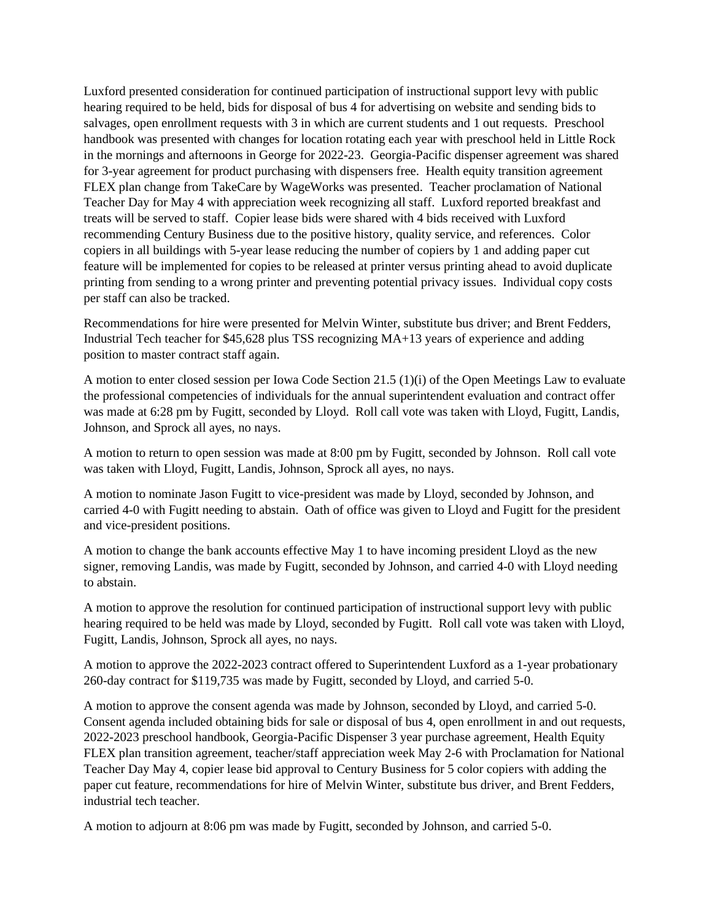Luxford presented consideration for continued participation of instructional support levy with public hearing required to be held, bids for disposal of bus 4 for advertising on website and sending bids to salvages, open enrollment requests with 3 in which are current students and 1 out requests. Preschool handbook was presented with changes for location rotating each year with preschool held in Little Rock in the mornings and afternoons in George for 2022-23. Georgia-Pacific dispenser agreement was shared for 3-year agreement for product purchasing with dispensers free. Health equity transition agreement FLEX plan change from TakeCare by WageWorks was presented. Teacher proclamation of National Teacher Day for May 4 with appreciation week recognizing all staff. Luxford reported breakfast and treats will be served to staff. Copier lease bids were shared with 4 bids received with Luxford recommending Century Business due to the positive history, quality service, and references. Color copiers in all buildings with 5-year lease reducing the number of copiers by 1 and adding paper cut feature will be implemented for copies to be released at printer versus printing ahead to avoid duplicate printing from sending to a wrong printer and preventing potential privacy issues. Individual copy costs per staff can also be tracked.

Recommendations for hire were presented for Melvin Winter, substitute bus driver; and Brent Fedders, Industrial Tech teacher for $45,628 plus TSS recognizing MA+13 years of experience and adding position to master contract staff again.

A motion to enter closed session per Iowa Code Section 21.5 (1)(i) of the Open Meetings Law to evaluate the professional competencies of individuals for the annual superintendent evaluation and contract offer was made at 6:28 pm by Fugitt, seconded by Lloyd. Roll call vote was taken with Lloyd, Fugitt, Landis, Johnson, and Sprock all ayes, no nays.

A motion to return to open session was made at 8:00 pm by Fugitt, seconded by Johnson. Roll call vote was taken with Lloyd, Fugitt, Landis, Johnson, Sprock all ayes, no nays.

A motion to nominate Jason Fugitt to vice-president was made by Lloyd, seconded by Johnson, and carried 4-0 with Fugitt needing to abstain. Oath of office was given to Lloyd and Fugitt for the president and vice-president positions.

A motion to change the bank accounts effective May 1 to have incoming president Lloyd as the new signer, removing Landis, was made by Fugitt, seconded by Johnson, and carried 4-0 with Lloyd needing to abstain.

A motion to approve the resolution for continued participation of instructional support levy with public hearing required to be held was made by Lloyd, seconded by Fugitt. Roll call vote was taken with Lloyd, Fugitt, Landis, Johnson, Sprock all ayes, no nays.

A motion to approve the 2022-2023 contract offered to Superintendent Luxford as a 1-year probationary 260-day contract for $119,735 was made by Fugitt, seconded by Lloyd, and carried 5-0.

A motion to approve the consent agenda was made by Johnson, seconded by Lloyd, and carried 5-0. Consent agenda included obtaining bids for sale or disposal of bus 4, open enrollment in and out requests, 2022-2023 preschool handbook, Georgia-Pacific Dispenser 3 year purchase agreement, Health Equity FLEX plan transition agreement, teacher/staff appreciation week May 2-6 with Proclamation for National Teacher Day May 4, copier lease bid approval to Century Business for 5 color copiers with adding the paper cut feature, recommendations for hire of Melvin Winter, substitute bus driver, and Brent Fedders, industrial tech teacher.

A motion to adjourn at 8:06 pm was made by Fugitt, seconded by Johnson, and carried 5-0.